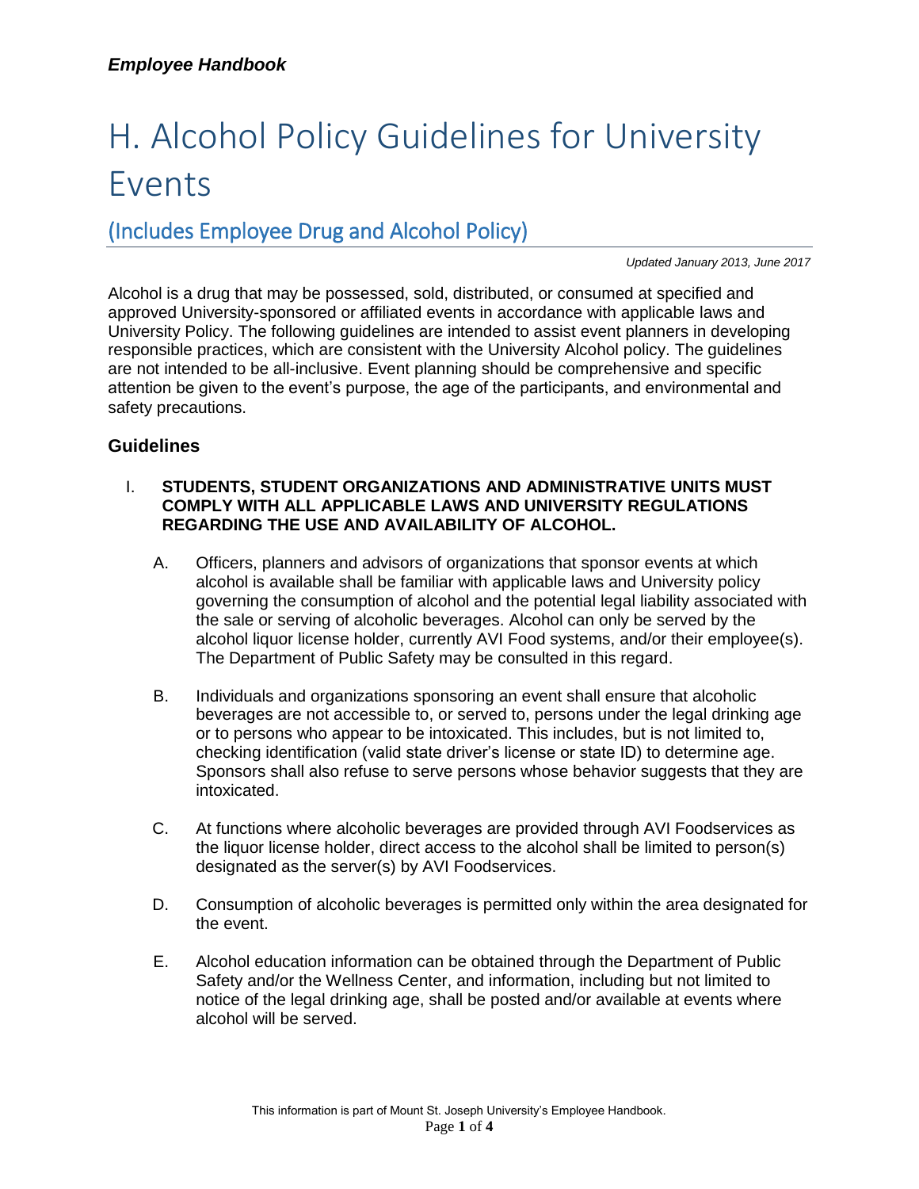*Employee Handbook*

# H. Alcohol Policy Guidelines for University Events

## (Includes Employee Drug and Alcohol Policy)

*Updated January 2013, June 2017*

Alcohol is a drug that may be possessed, sold, distributed, or consumed at specified and approved University-sponsored or affiliated events in accordance with applicable laws and University Policy. The following guidelines are intended to assist event planners in developing responsible practices, which are consistent with the University Alcohol policy. The guidelines are not intended to be all-inclusive. Event planning should be comprehensive and specific attention be given to the event's purpose, the age of the participants, and environmental and safety precautions.

### Guidelines

I. **STUDENTS, STUDENT ORGANIZATIONS AND ADMINISTRATIVE UNITS MUST COMPLY WITH ALL APPLICABLE LAWS AND UNIVERSITY REGULATIONS REGARDING THE USE AND AVAILABILITY OF ALCOHOL.**

   A. Officers, planners and advisors of organizations that sponsor events at which alcohol is available shall be familiar with applicable laws and University policy governing the consumption of alcohol and the potential legal liability associated with the sale or serving of alcoholic beverages. Alcohol can only be served by the alcohol liquor license holder, currently AVI Food systems, and/or their employee(s). The Department of Public Safety may be consulted in this regard.

   B. Individuals and organizations sponsoring an event shall ensure that alcoholic beverages are not accessible to, or served to, persons under the legal drinking age or to persons who appear to be intoxicated. This includes, but is not limited to, checking identification (valid state driver's license or state ID) to determine age. Sponsors shall also refuse to serve persons whose behavior suggests that they are intoxicated.

   C. At functions where alcoholic beverages are provided through AVI Foodservices as the liquor license holder, direct access to the alcohol shall be limited to person(s) designated as the server(s) by AVI Foodservices.

   D. Consumption of alcoholic beverages is permitted only within the area designated for the event.

   E. Alcohol education information can be obtained through the Department of Public Safety and/or the Wellness Center, and information, including but not limited to notice of the legal drinking age, shall be posted and/or available at events where alcohol will be served.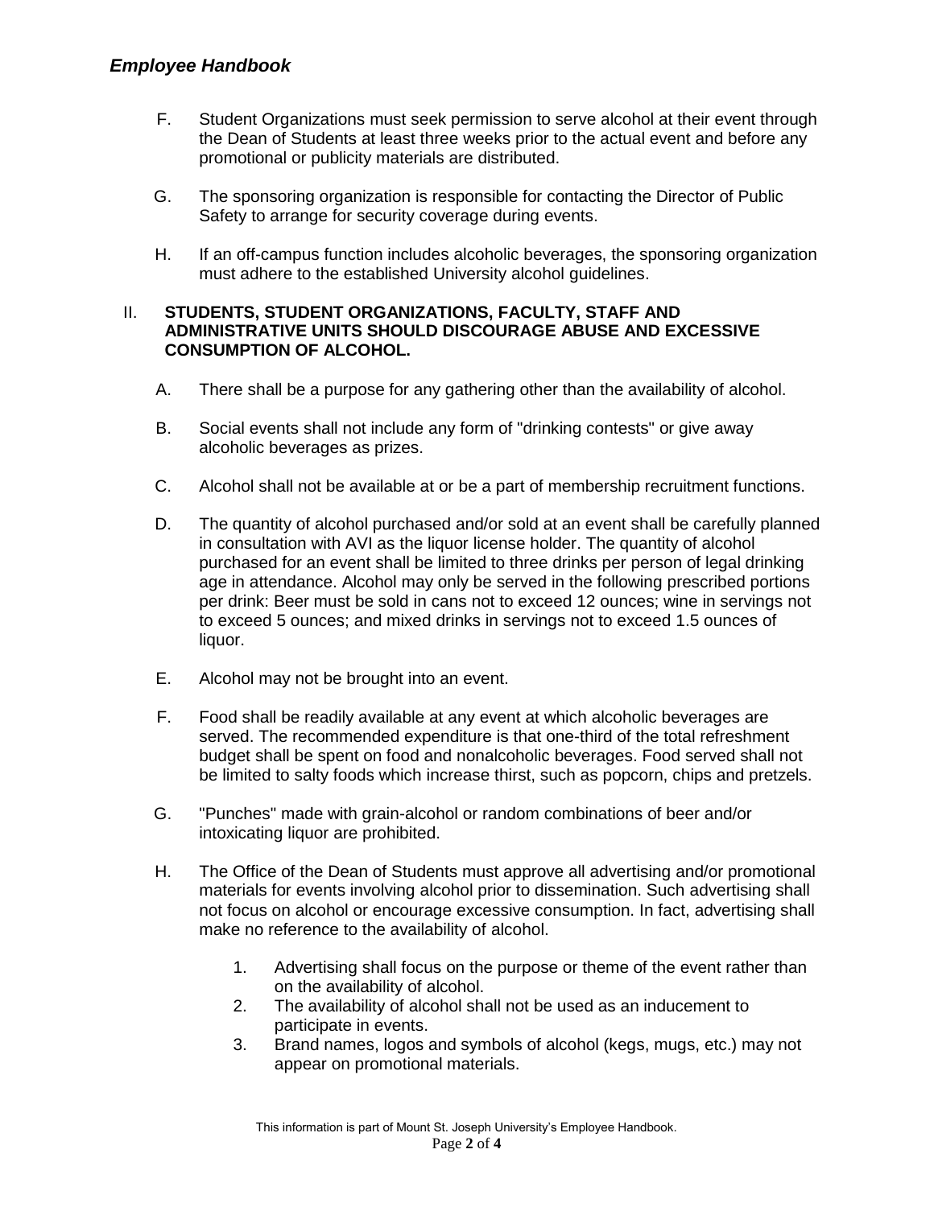F. Student Organizations must seek permission to serve alcohol at their event through the Dean of Students at least three weeks prior to the actual event and before any promotional or publicity materials are distributed.

G. The sponsoring organization is responsible for contacting the Director of Public Safety to arrange for security coverage during events.

H. If an off-campus function includes alcoholic beverages, the sponsoring organization must adhere to the established University alcohol guidelines.

## II. STUDENTS, STUDENT ORGANIZATIONS, FACULTY, STAFF AND ADMINISTRATIVE UNITS SHOULD DISCOURAGE ABUSE AND EXCESSIVE CONSUMPTION OF ALCOHOL.

A. There shall be a purpose for any gathering other than the availability of alcohol.

B. Social events shall not include any form of "drinking contests" or give away alcoholic beverages as prizes.

C. Alcohol shall not be available at or be a part of membership recruitment functions.

D. The quantity of alcohol purchased and/or sold at an event shall be carefully planned in consultation with AVI as the liquor license holder. The quantity of alcohol purchased for an event shall be limited to three drinks per person of legal drinking age in attendance. Alcohol may only be served in the following prescribed portions per drink: Beer must be sold in cans not to exceed 12 ounces; wine in servings not to exceed 5 ounces; and mixed drinks in servings not to exceed 1.5 ounces of liquor.

E. Alcohol may not be brought into an event.

F. Food shall be readily available at any event at which alcoholic beverages are served. The recommended expenditure is that one-third of the total refreshment budget shall be spent on food and nonalcoholic beverages. Food served shall not be limited to salty foods which increase thirst, such as popcorn, chips and pretzels.

G. "Punches" made with grain-alcohol or random combinations of beer and/or intoxicating liquor are prohibited.

H. The Office of the Dean of Students must approve all advertising and/or promotional materials for events involving alcohol prior to dissemination. Such advertising shall not focus on alcohol or encourage excessive consumption. In fact, advertising shall make no reference to the availability of alcohol.

1. Advertising shall focus on the purpose or theme of the event rather than on the availability of alcohol.
2. The availability of alcohol shall not be used as an inducement to participate in events.
3. Brand names, logos and symbols of alcohol (kegs, mugs, etc.) may not appear on promotional materials.

This information is part of Mount St. Joseph University's Employee Handbook.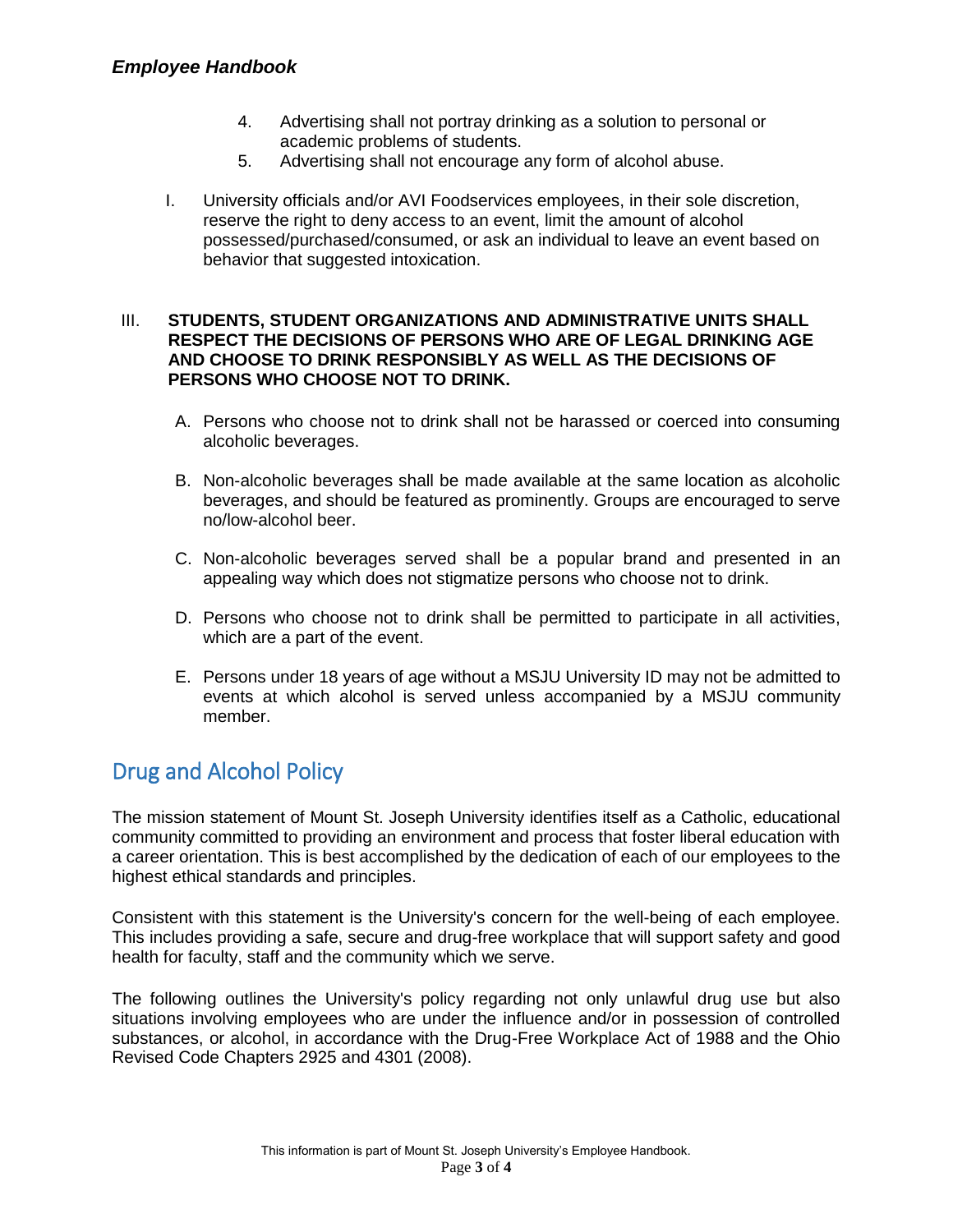4. Advertising shall not portray drinking as a solution to personal or academic problems of students.
5. Advertising shall not encourage any form of alcohol abuse.

I. University officials and/or AVI Foodservices employees, in their sole discretion, reserve the right to deny access to an event, limit the amount of alcohol possessed/purchased/consumed, or ask an individual to leave an event based on behavior that suggested intoxication.

III. **STUDENTS, STUDENT ORGANIZATIONS AND ADMINISTRATIVE UNITS SHALL RESPECT THE DECISIONS OF PERSONS WHO ARE OF LEGAL DRINKING AGE AND CHOOSE TO DRINK RESPONSIBLY AS WELL AS THE DECISIONS OF PERSONS WHO CHOOSE NOT TO DRINK.**

A. Persons who choose not to drink shall not be harassed or coerced into consuming alcoholic beverages.

B. Non-alcoholic beverages shall be made available at the same location as alcoholic beverages, and should be featured as prominently. Groups are encouraged to serve no/low-alcohol beer.

C. Non-alcoholic beverages served shall be a popular brand and presented in an appealing way which does not stigmatize persons who choose not to drink.

D. Persons who choose not to drink shall be permitted to participate in all activities, which are a part of the event.

E. Persons under 18 years of age without a MSJU University ID may not be admitted to events at which alcohol is served unless accompanied by a MSJU community member.

## Drug and Alcohol Policy

The mission statement of Mount St. Joseph University identifies itself as a Catholic, educational community committed to providing an environment and process that foster liberal education with a career orientation. This is best accomplished by the dedication of each of our employees to the highest ethical standards and principles.

Consistent with this statement is the University's concern for the well-being of each employee. This includes providing a safe, secure and drug-free workplace that will support safety and good health for faculty, staff and the community which we serve.

The following outlines the University's policy regarding not only unlawful drug use but also situations involving employees who are under the influence and/or in possession of controlled substances, or alcohol, in accordance with the Drug-Free Workplace Act of 1988 and the Ohio Revised Code Chapters 2925 and 4301 (2008).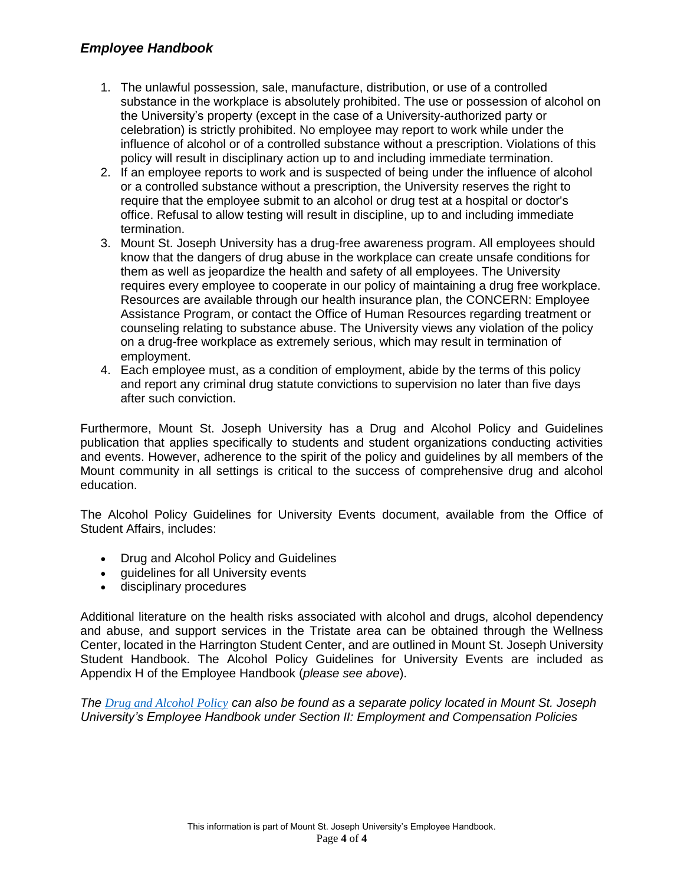1. The unlawful possession, sale, manufacture, distribution, or use of a controlled substance in the workplace is absolutely prohibited. The use or possession of alcohol on the University's property (except in the case of a University-authorized party or celebration) is strictly prohibited. No employee may report to work while under the influence of alcohol or of a controlled substance without a prescription. Violations of this policy will result in disciplinary action up to and including immediate termination.
2. If an employee reports to work and is suspected of being under the influence of alcohol or a controlled substance without a prescription, the University reserves the right to require that the employee submit to an alcohol or drug test at a hospital or doctor's office. Refusal to allow testing will result in discipline, up to and including immediate termination.
3. Mount St. Joseph University has a drug-free awareness program. All employees should know that the dangers of drug abuse in the workplace can create unsafe conditions for them as well as jeopardize the health and safety of all employees. The University requires every employee to cooperate in our policy of maintaining a drug free workplace. Resources are available through our health insurance plan, the CONCERN: Employee Assistance Program, or contact the Office of Human Resources regarding treatment or counseling relating to substance abuse. The University views any violation of the policy on a drug-free workplace as extremely serious, which may result in termination of employment.
4. Each employee must, as a condition of employment, abide by the terms of this policy and report any criminal drug statute convictions to supervision no later than five days after such conviction.

Furthermore, Mount St. Joseph University has a Drug and Alcohol Policy and Guidelines publication that applies specifically to students and student organizations conducting activities and events. However, adherence to the spirit of the policy and guidelines by all members of the Mount community in all settings is critical to the success of comprehensive drug and alcohol education.

The Alcohol Policy Guidelines for University Events document, available from the Office of Student Affairs, includes:

- Drug and Alcohol Policy and Guidelines
- guidelines for all University events
- disciplinary procedures

Additional literature on the health risks associated with alcohol and drugs, alcohol dependency and abuse, and support services in the Tristate area can be obtained through the Wellness Center, located in the Harrington Student Center, and are outlined in Mount St. Joseph University Student Handbook. The Alcohol Policy Guidelines for University Events are included as Appendix H of the Employee Handbook (*please see above*).

*The Drug and Alcohol Policy can also be found as a separate policy located in Mount St. Joseph University's Employee Handbook under Section II: Employment and Compensation Policies*